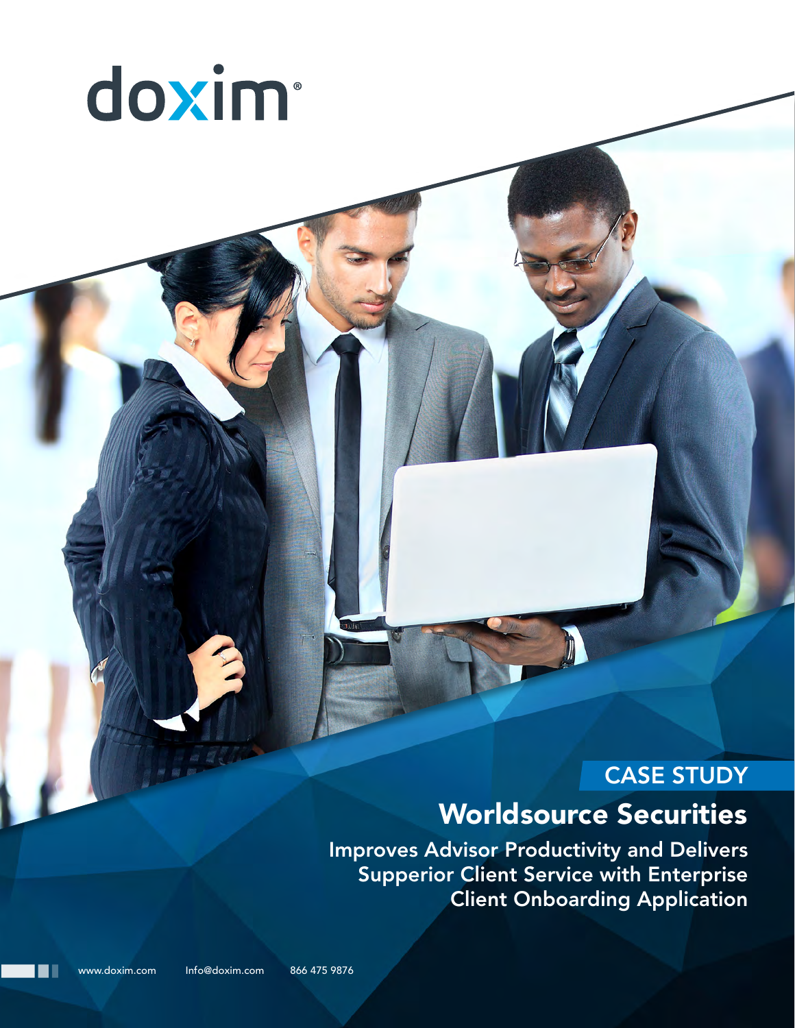doxim®

CASE STUDY

# Worldsource Securities

## Improves Advisor Productivity and Delivers Supperior Client Service with Enterprise Client Onboarding Application

www.doxim.com Info@doxim.com 866 475 9876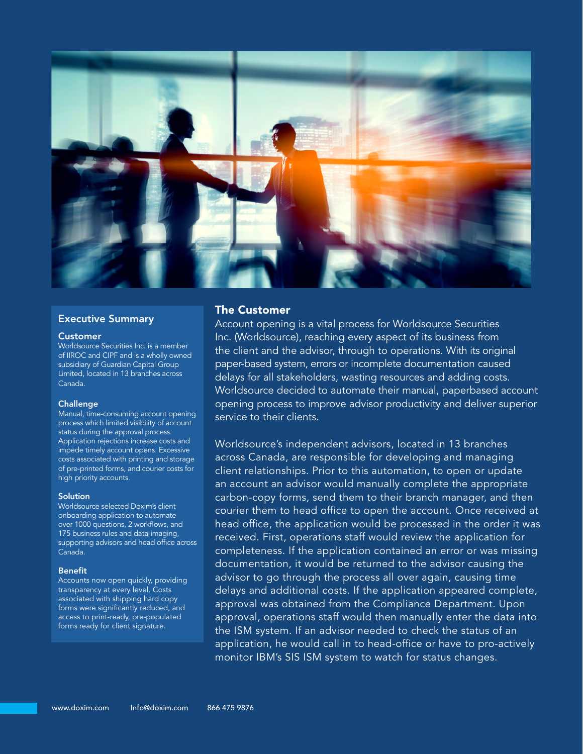## Executive Summary

### Customer

Worldsource Securities Inc. is a member of IIROC and CIPF and is a wholly owned subsidiary of Guardian Capital Group Limited, located in 13 branches across Canada.

### Challenge

Manual, time-consuming account opening process which limited visibility of account status during the approval process. Application rejections increase costs and impede timely account opens. Excessive costs associated with printing and storage of pre-printed forms, and courier costs for high priority accounts.

### Solution

Worldsource selected Doxim's client onboarding application to automate over 1000 questions, 2 workflows, and 175 business rules and data-imaging, supporting advisors and head office across Canada.

### Benefit

Accounts now open quickly, providing transparency at every level. Costs associated with shipping hard copy forms were significantly reduced, and access to print-ready, pre-populated forms ready for client signature.

## The Customer

Account opening is a vital process for Worldsource Securities Inc. (Worldsource), reaching every aspect of its business from the client and the advisor, through to operations. With its original paper-based system, errors or incomplete documentation caused delays for all stakeholders, wasting resources and adding costs. Worldsource decided to automate their manual, paperbased account opening process to improve advisor productivity and deliver superior service to their clients.

Worldsource's independent advisors, located in 13 branches across Canada, are responsible for developing and managing client relationships. Prior to this automation, to open or update an account an advisor would manually complete the appropriate carbon-copy forms, send them to their branch manager, and then courier them to head office to open the account. Once received at head office, the application would be processed in the order it was received. First, operations staff would review the application for completeness. If the application contained an error or was missing documentation, it would be returned to the advisor causing the advisor to go through the process all over again, causing time delays and additional costs. If the application appeared complete, approval was obtained from the Compliance Department. Upon approval, operations staff would then manually enter the data into the ISM system. If an advisor needed to check the status of an application, he would call in to head-office or have to pro-actively monitor IBM's SIS ISM system to watch for status changes.

www.doxim.com Info@doxim.com 866 475 9876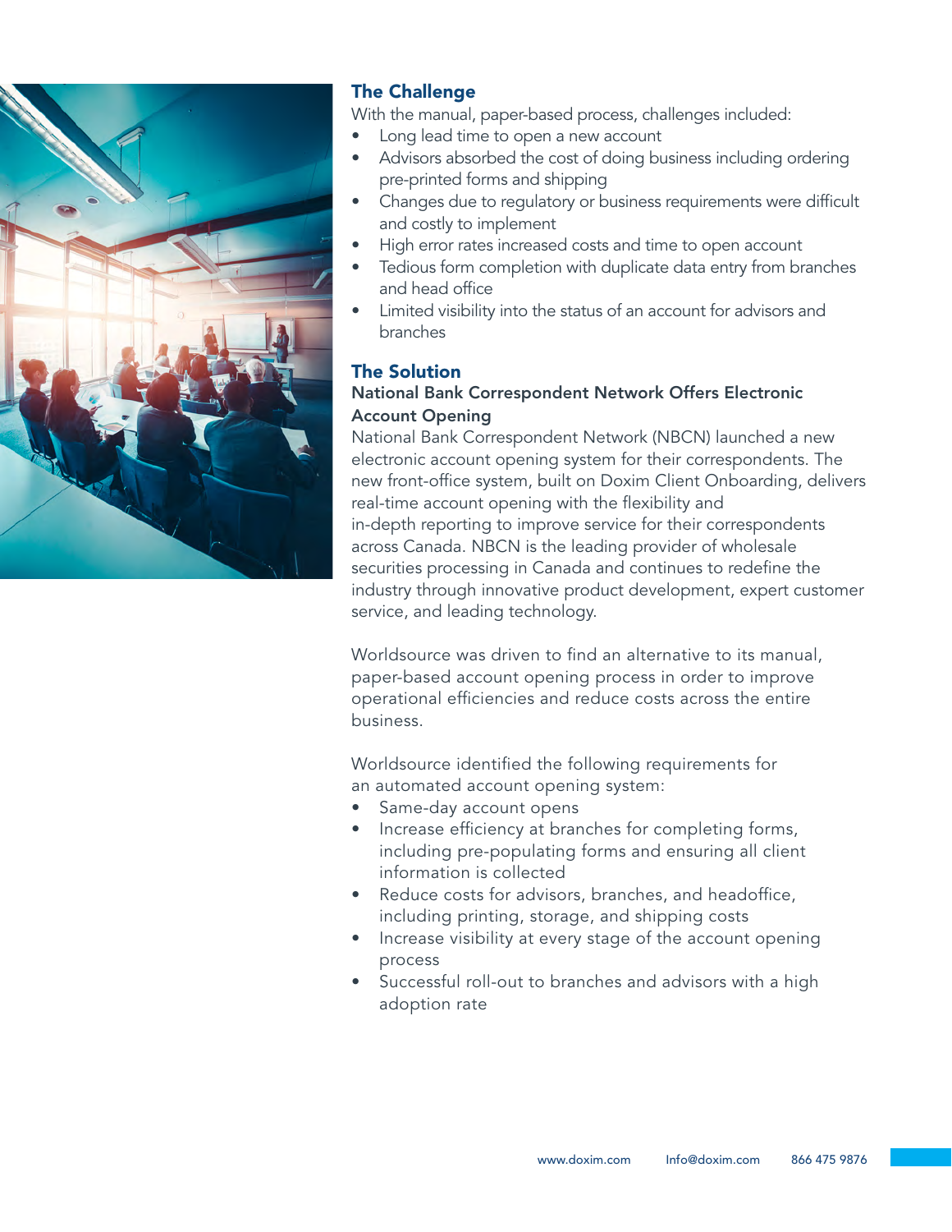## The Challenge

With the manual, paper-based process, challenges included:

- Long lead time to open a new account
- Advisors absorbed the cost of doing business including ordering pre-printed forms and shipping
- Changes due to regulatory or business requirements were difficult and costly to implement
- High error rates increased costs and time to open account
- Tedious form completion with duplicate data entry from branches and head office
- Limited visibility into the status of an account for advisors and branches

## The Solution

### National Bank Correspondent Network Offers Electronic Account Opening

National Bank Correspondent Network (NBCN) launched a new electronic account opening system for their correspondents. The new front-office system, built on Doxim Client Onboarding, delivers real-time account opening with the flexibility and in-depth reporting to improve service for their correspondents across Canada. NBCN is the leading provider of wholesale securities processing in Canada and continues to redefine the industry through innovative product development, expert customer service, and leading technology.

Worldsource was driven to find an alternative to its manual, paper-based account opening process in order to improve operational efficiencies and reduce costs across the entire business.

Worldsource identified the following requirements for an automated account opening system:

- Same-day account opens
- Increase efficiency at branches for completing forms, including pre-populating forms and ensuring all client information is collected
- Reduce costs for advisors, branches, and headoffice, including printing, storage, and shipping costs
- Increase visibility at every stage of the account opening process
- Successful roll-out to branches and advisors with a high adoption rate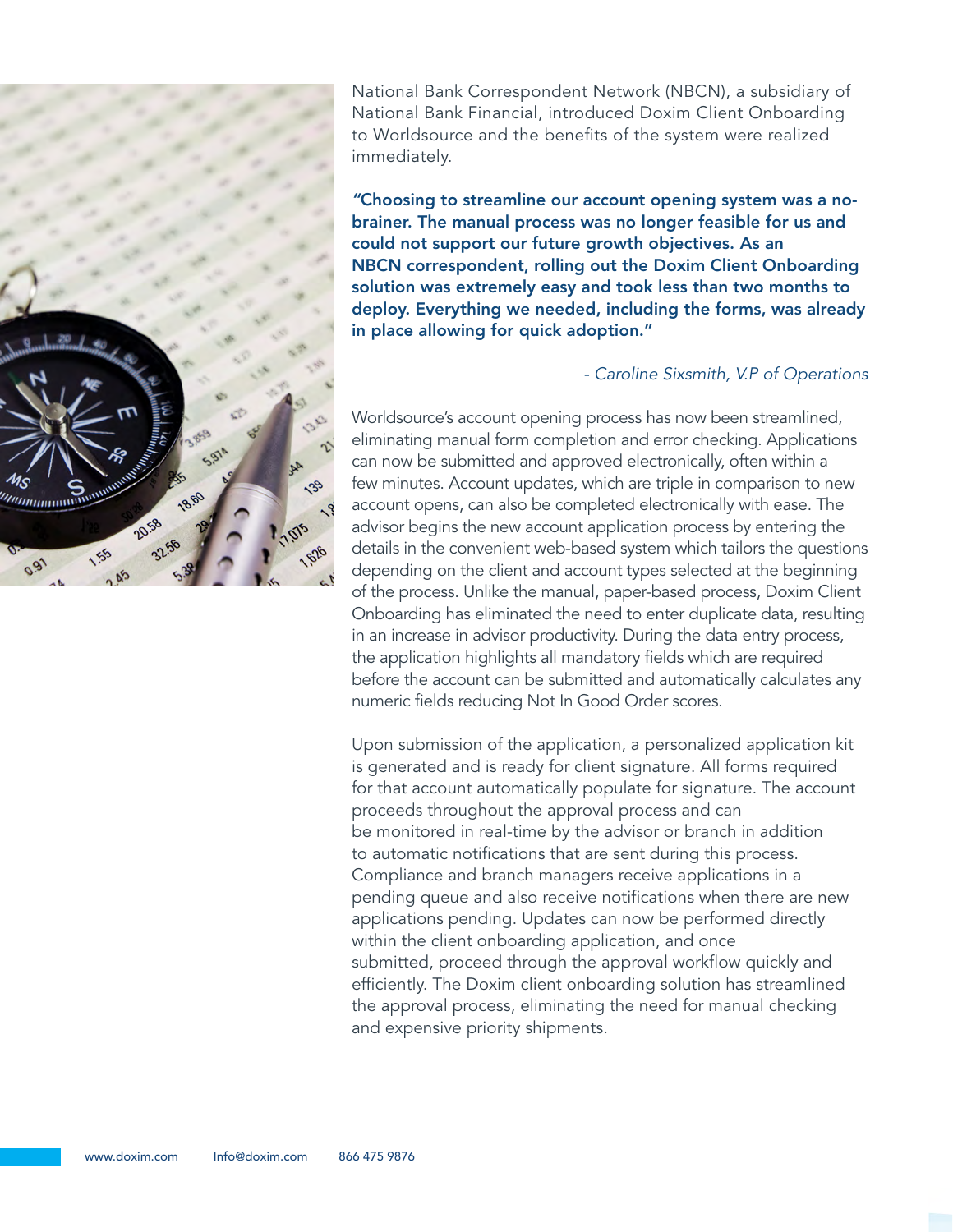National Bank Correspondent Network (NBCN), a subsidiary of National Bank Financial, introduced Doxim Client Onboarding to Worldsource and the benefits of the system were realized immediately.

**"Choosing to streamline our account opening system was a no-brainer. The manual process was no longer feasible for us and could not support our future growth objectives. As an NBCN correspondent, rolling out the Doxim Client Onboarding solution was extremely easy and took less than two months to deploy. Everything we needed, including the forms, was already in place allowing for quick adoption."**

*- Caroline Sixsmith, V.P of Operations*

Worldsource's account opening process has now been streamlined, eliminating manual form completion and error checking. Applications can now be submitted and approved electronically, often within a few minutes. Account updates, which are triple in comparison to new account opens, can also be completed electronically with ease. The advisor begins the new account application process by entering the details in the convenient web-based system which tailors the questions depending on the client and account types selected at the beginning of the process. Unlike the manual, paper-based process, Doxim Client Onboarding has eliminated the need to enter duplicate data, resulting in an increase in advisor productivity. During the data entry process, the application highlights all mandatory fields which are required before the account can be submitted and automatically calculates any numeric fields reducing Not In Good Order scores.

Upon submission of the application, a personalized application kit is generated and is ready for client signature. All forms required for that account automatically populate for signature. The account proceeds throughout the approval process and can be monitored in real-time by the advisor or branch in addition to automatic notifications that are sent during this process. Compliance and branch managers receive applications in a pending queue and also receive notifications when there are new applications pending. Updates can now be performed directly within the client onboarding application, and once submitted, proceed through the approval workflow quickly and efficiently. The Doxim client onboarding solution has streamlined the approval process, eliminating the need for manual checking and expensive priority shipments.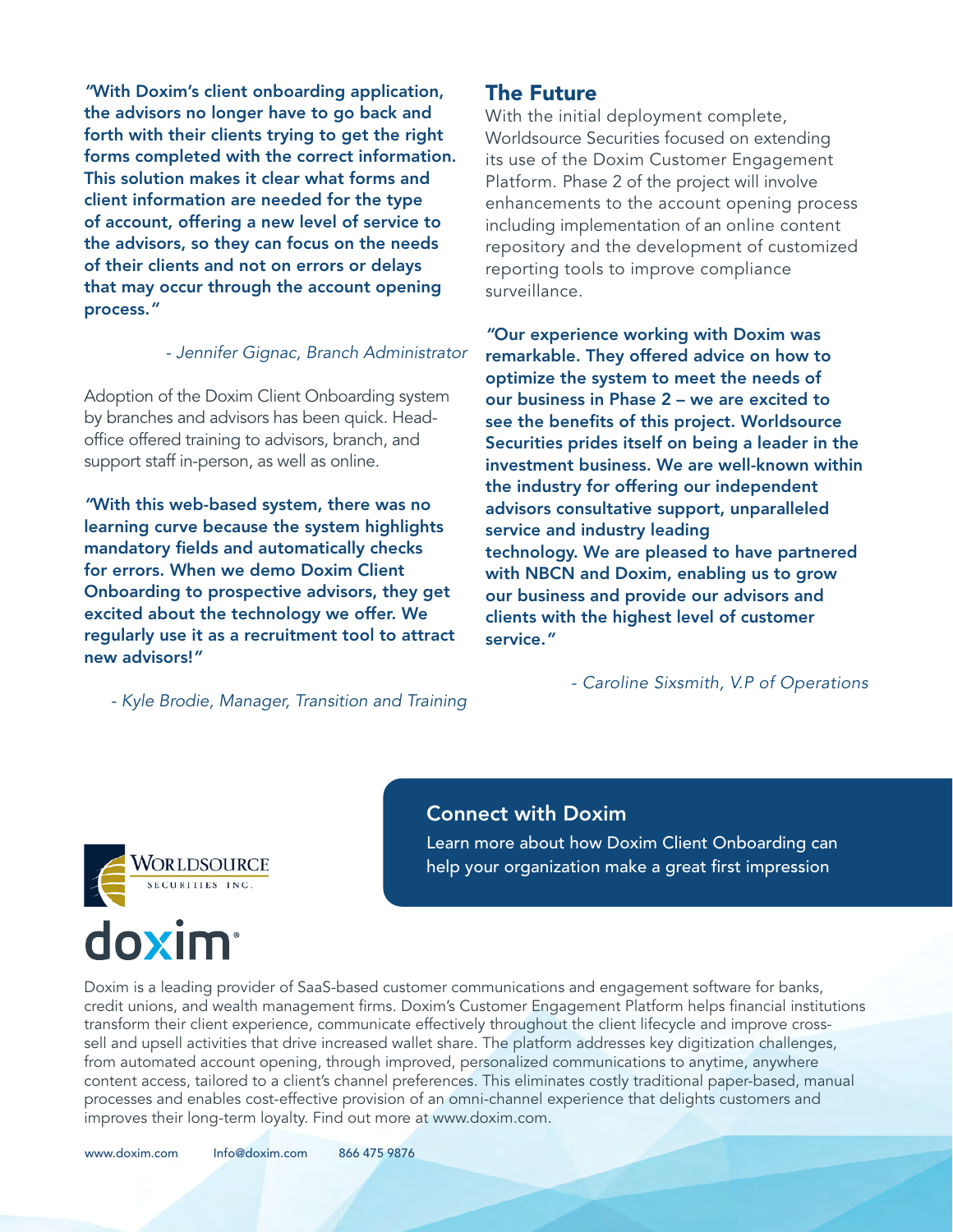**"With Doxim's client onboarding application, the advisors no longer have to go back and forth with their clients trying to get the right forms completed with the correct information. This solution makes it clear what forms and client information are needed for the type of account, offering a new level of service to the advisors, so they can focus on the needs of their clients and not on errors or delays that may occur through the account opening process."**

*- Jennifer Gignac, Branch Administrator*

Adoption of the Doxim Client Onboarding system by branches and advisors has been quick. Head-office offered training to advisors, branch, and support staff in-person, as well as online.

**"With this web-based system, there was no learning curve because the system highlights mandatory fields and automatically checks for errors. When we demo Doxim Client Onboarding to prospective advisors, they get excited about the technology we offer. We regularly use it as a recruitment tool to attract new advisors!"**

*- Kyle Brodie, Manager, Transition and Training*

## The Future

With the initial deployment complete, Worldsource Securities focused on extending its use of the Doxim Customer Engagement Platform. Phase 2 of the project will involve enhancements to the account opening process including implementation of an online content repository and the development of customized reporting tools to improve compliance surveillance.

**"Our experience working with Doxim was remarkable. They offered advice on how to optimize the system to meet the needs of our business in Phase 2 – we are excited to see the benefits of this project. Worldsource Securities prides itself on being a leader in the investment business. We are well-known within the industry for offering our independent advisors consultative support, unparalleled service and industry leading technology. We are pleased to have partnered with NBCN and Doxim, enabling us to grow our business and provide our advisors and clients with the highest level of customer service."**

*- Caroline Sixsmith, V.P of Operations*

### Connect with Doxim

Learn more about how Doxim Client Onboarding can help your organization make a great first impression

Worldsource Securities Inc.

doxim®

Doxim is a leading provider of SaaS-based customer communications and engagement software for banks, credit unions, and wealth management firms. Doxim's Customer Engagement Platform helps financial institutions transform their client experience, communicate effectively throughout the client lifecycle and improve cross-sell and upsell activities that drive increased wallet share. The platform addresses key digitization challenges, from automated account opening, through improved, personalized communications to anytime, anywhere content access, tailored to a client's channel preferences. This eliminates costly traditional paper-based, manual processes and enables cost-effective provision of an omni-channel experience that delights customers and improves their long-term loyalty. Find out more at www.doxim.com.

www.doxim.com Info@doxim.com 866 475 9876